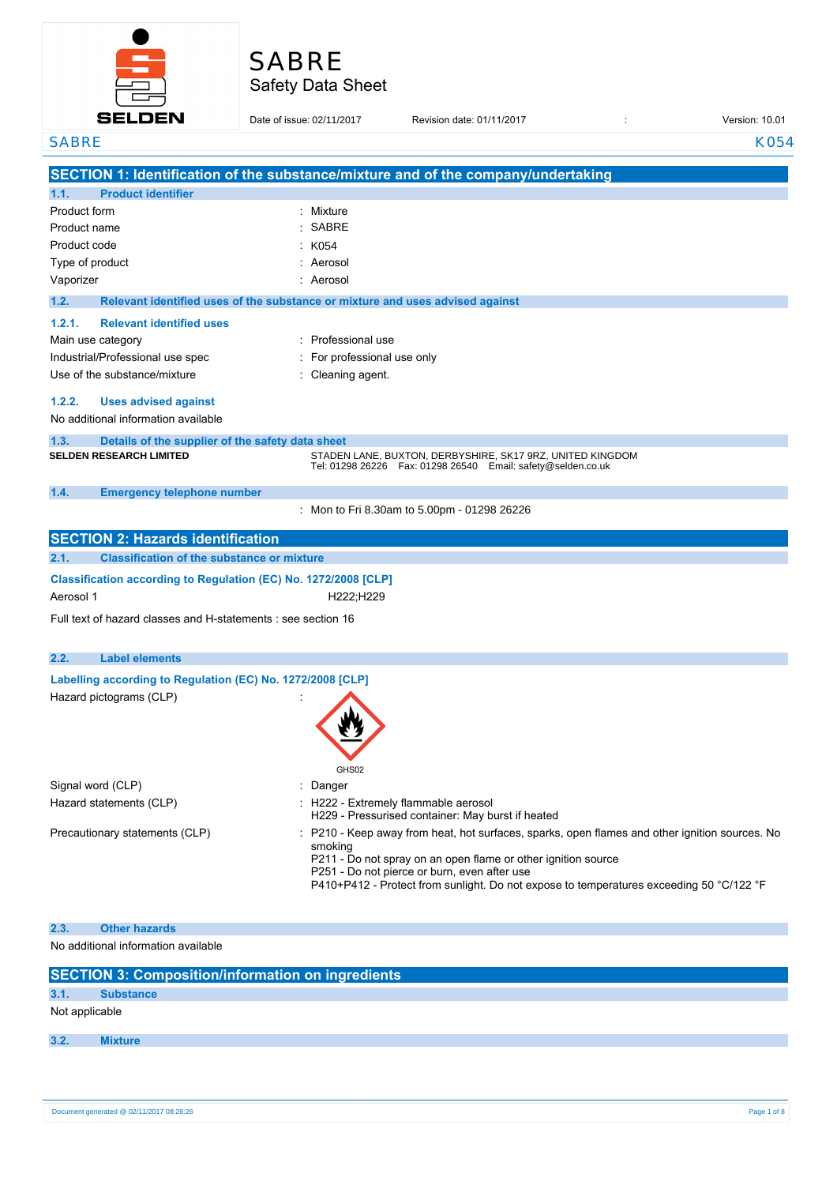# SABRE
## Safety Data Sheet

Date of issue: 02/11/2017 Revision date: 01/11/2017 : Version: 10.01

## SECTION 1: Identification of the substance/mixture and of the company/undertaking

### 1.1. Product identifier

| | |
|---|---|
| Product form | : Mixture |
| Product name | : SABRE |
| Product code | : K054 |
| Type of product | : Aerosol |
| Vaporizer | : Aerosol |

### 1.2. Relevant identified uses of the substance or mixture and uses advised against

#### 1.2.1. Relevant identified uses

| | |
|---|---|
| Main use category | : Professional use |
| Industrial/Professional use spec | : For professional use only |
| Use of the substance/mixture | : Cleaning agent. |

#### 1.2.2. Uses advised against

No additional information available

### 1.3. Details of the supplier of the safety data sheet

**SELDEN RESEARCH LIMITED**
STADEN LANE, BUXTON, DERBYSHIRE, SK17 9RZ, UNITED KINGDOM
Tel: 01298 26226 Fax: 01298 26540 Email: safety@selden.co.uk

### 1.4. Emergency telephone number

: Mon to Fri 8.30am to 5.00pm - 01298 26226

## SECTION 2: Hazards identification

### 2.1. Classification of the substance or mixture

**Classification according to Regulation (EC) No. 1272/2008 [CLP]**

Aerosol 1 H222;H229

Full text of hazard classes and H-statements : see section 16

### 2.2. Label elements

**Labelling according to Regulation (EC) No. 1272/2008 [CLP]**

Hazard pictograms (CLP) :

GHS02

Signal word (CLP) : Danger

Hazard statements (CLP) :
H222 - Extremely flammable aerosol
H229 - Pressurised container: May burst if heated

Precautionary statements (CLP) :
P210 - Keep away from heat, hot surfaces, sparks, open flames and other ignition sources. No smoking
P211 - Do not spray on an open flame or other ignition source
P251 - Do not pierce or burn, even after use
P410+P412 - Protect from sunlight. Do not expose to temperatures exceeding 50 °C/122 °F

### 2.3. Other hazards

No additional information available

## SECTION 3: Composition/information on ingredients

### 3.1. Substance

Not applicable

### 3.2. Mixture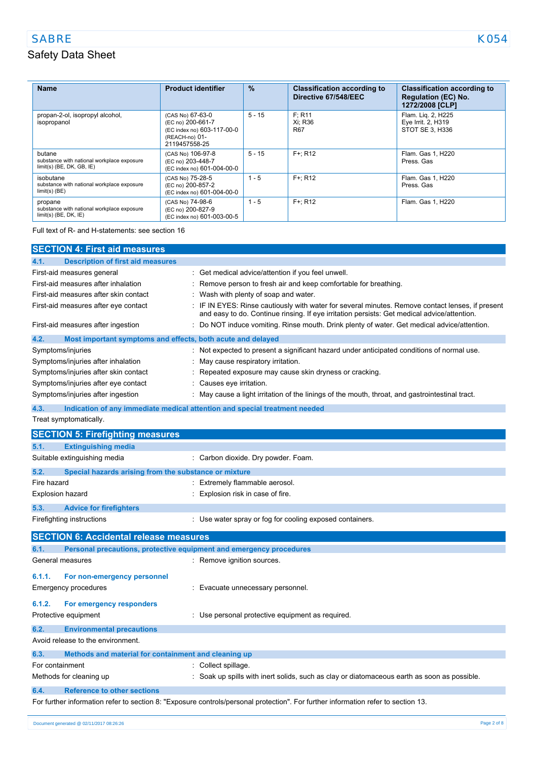| Name | Product identifier | % | Classification according to Directive 67/548/EEC | Classification according to Regulation (EC) No. 1272/2008 [CLP] |
|---|---|---|---|---|
| propan-2-ol, isopropyl alcohol, isopropanol | (CAS No) 67-63-0<br>(EC no) 200-661-7<br>(EC index no) 603-117-00-0<br>(REACH-no) 01-2119457558-25 | 5 - 15 | F; R11<br>Xi; R36<br>R67 | Flam. Liq. 2, H225<br>Eye Irrit. 2, H319<br>STOT SE 3, H336 |
| butane<br>substance with national workplace exposure limit(s) (BE, DK, GB, IE) | (CAS No) 106-97-8<br>(EC no) 203-448-7<br>(EC index no) 601-004-00-0 | 5 - 15 | F+; R12 | Flam. Gas 1, H220<br>Press. Gas |
| isobutane<br>substance with national workplace exposure limit(s) (BE) | (CAS No) 75-28-5<br>(EC no) 200-857-2<br>(EC index no) 601-004-00-0 | 1 - 5 | F+; R12 | Flam. Gas 1, H220<br>Press. Gas |
| propane<br>substance with national workplace exposure limit(s) (BE, DK, IE) | (CAS No) 74-98-6<br>(EC no) 200-827-9<br>(EC index no) 601-003-00-5 | 1 - 5 | F+; R12 | Flam. Gas 1, H220 |

Full text of R- and H-statements: see section 16

## SECTION 4: First aid measures

### 4.1. Description of first aid measures

First-aid measures general : Get medical advice/attention if you feel unwell.

First-aid measures after inhalation : Remove person to fresh air and keep comfortable for breathing.

First-aid measures after skin contact : Wash with plenty of soap and water.

First-aid measures after eye contact : IF IN EYES: Rinse cautiously with water for several minutes. Remove contact lenses, if present and easy to do. Continue rinsing. If eye irritation persists: Get medical advice/attention.

First-aid measures after ingestion : Do NOT induce vomiting. Rinse mouth. Drink plenty of water. Get medical advice/attention.

### 4.2. Most important symptoms and effects, both acute and delayed

Symptoms/injuries : Not expected to present a significant hazard under anticipated conditions of normal use.

Symptoms/injuries after inhalation : May cause respiratory irritation.

Symptoms/injuries after skin contact : Repeated exposure may cause skin dryness or cracking.

Symptoms/injuries after eye contact : Causes eye irritation.

Symptoms/injuries after ingestion : May cause a light irritation of the linings of the mouth, throat, and gastrointestinal tract.

### 4.3. Indication of any immediate medical attention and special treatment needed

Treat symptomatically.

## SECTION 5: Firefighting measures

### 5.1. Extinguishing media

Suitable extinguishing media : Carbon dioxide. Dry powder. Foam.

### 5.2. Special hazards arising from the substance or mixture

Fire hazard : Extremely flammable aerosol.

Explosion hazard : Explosion risk in case of fire.

### 5.3. Advice for firefighters

Firefighting instructions : Use water spray or fog for cooling exposed containers.

## SECTION 6: Accidental release measures

### 6.1. Personal precautions, protective equipment and emergency procedures

General measures : Remove ignition sources.

#### 6.1.1. For non-emergency personnel

Emergency procedures : Evacuate unnecessary personnel.

#### 6.1.2. For emergency responders

Protective equipment : Use personal protective equipment as required.

### 6.2. Environmental precautions

Avoid release to the environment.

### 6.3. Methods and material for containment and cleaning up

For containment : Collect spillage.

Methods for cleaning up : Soak up spills with inert solids, such as clay or diatomaceous earth as soon as possible.

### 6.4. Reference to other sections

For further information refer to section 8: "Exposure controls/personal protection". For further information refer to section 13.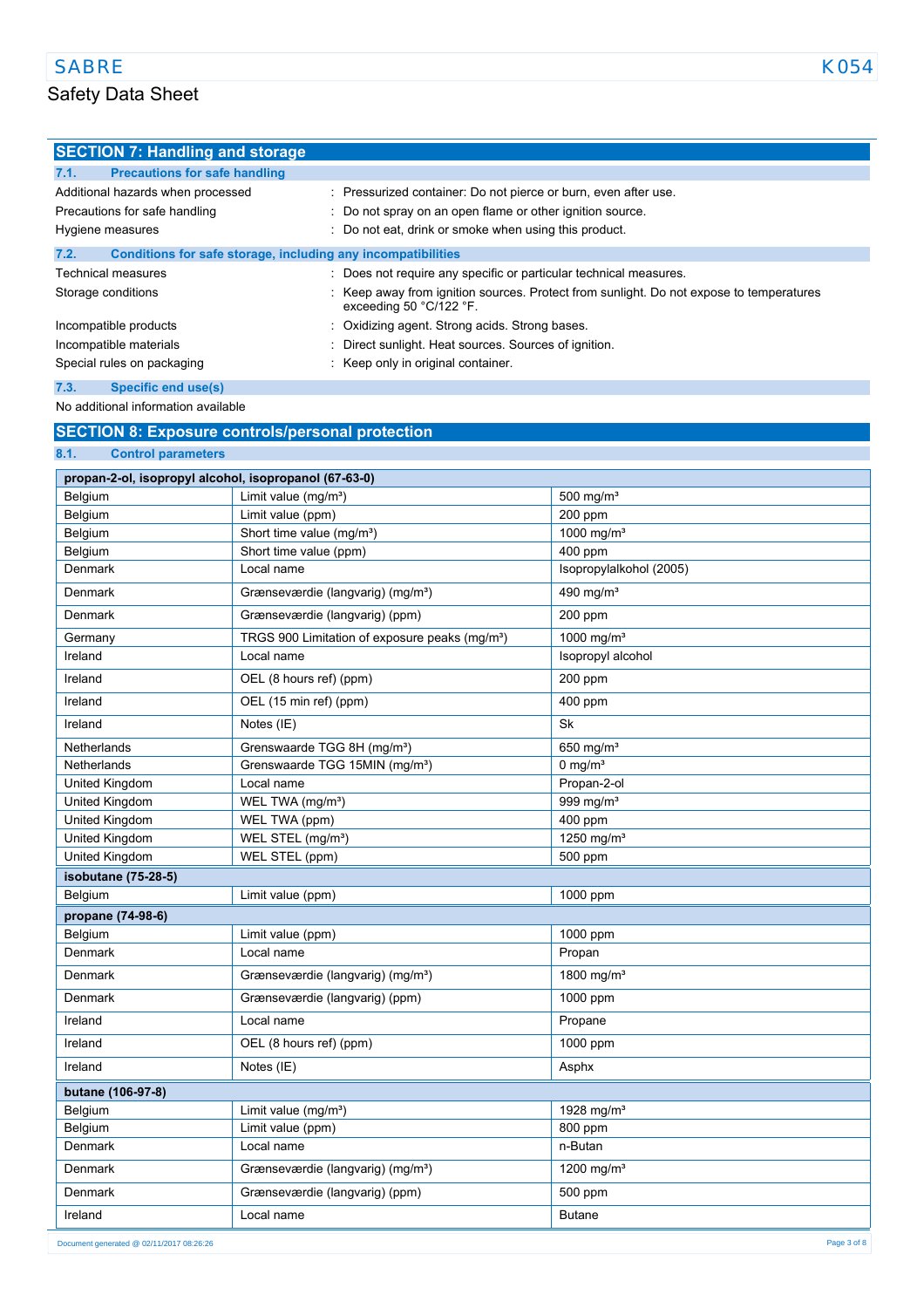## SECTION 7: Handling and storage

### 7.1. Precautions for safe handling

Additional hazards when processed : Pressurized container: Do not pierce or burn, even after use.

Precautions for safe handling : Do not spray on an open flame or other ignition source.

Hygiene measures : Do not eat, drink or smoke when using this product.

### 7.2. Conditions for safe storage, including any incompatibilities

Technical measures : Does not require any specific or particular technical measures.

Storage conditions : Keep away from ignition sources. Protect from sunlight. Do not expose to temperatures exceeding 50 °C/122 °F.

Incompatible products : Oxidizing agent. Strong acids. Strong bases.

Incompatible materials : Direct sunlight. Heat sources. Sources of ignition.

Special rules on packaging : Keep only in original container.

### 7.3. Specific end use(s)

No additional information available

## SECTION 8: Exposure controls/personal protection

### 8.1. Control parameters

| propan-2-ol, isopropyl alcohol, isopropanol (67-63-0) | | |
|---|---|---|
| Belgium | Limit value (mg/m³) | 500 mg/m³ |
| Belgium | Limit value (ppm) | 200 ppm |
| Belgium | Short time value (mg/m³) | 1000 mg/m³ |
| Belgium | Short time value (ppm) | 400 ppm |
| Denmark | Local name | Isopropylalkohol (2005) |
| Denmark | Grænseværdie (langvarig) (mg/m³) | 490 mg/m³ |
| Denmark | Grænseværdie (langvarig) (ppm) | 200 ppm |
| Germany | TRGS 900 Limitation of exposure peaks (mg/m³) | 1000 mg/m³ |
| Ireland | Local name | Isopropyl alcohol |
| Ireland | OEL (8 hours ref) (ppm) | 200 ppm |
| Ireland | OEL (15 min ref) (ppm) | 400 ppm |
| Ireland | Notes (IE) | Sk |
| Netherlands | Grenswaarde TGG 8H (mg/m³) | 650 mg/m³ |
| Netherlands | Grenswaarde TGG 15MIN (mg/m³) | 0 mg/m³ |
| United Kingdom | Local name | Propan-2-ol |
| United Kingdom | WEL TWA (mg/m³) | 999 mg/m³ |
| United Kingdom | WEL TWA (ppm) | 400 ppm |
| United Kingdom | WEL STEL (mg/m³) | 1250 mg/m³ |
| United Kingdom | WEL STEL (ppm) | 500 ppm |
| **isobutane (75-28-5)** | | |
| Belgium | Limit value (ppm) | 1000 ppm |
| **propane (74-98-6)** | | |
| Belgium | Limit value (ppm) | 1000 ppm |
| Denmark | Local name | Propan |
| Denmark | Grænseværdie (langvarig) (mg/m³) | 1800 mg/m³ |
| Denmark | Grænseværdie (langvarig) (ppm) | 1000 ppm |
| Ireland | Local name | Propane |
| Ireland | OEL (8 hours ref) (ppm) | 1000 ppm |
| Ireland | Notes (IE) | Asphx |
| **butane (106-97-8)** | | |
| Belgium | Limit value (mg/m³) | 1928 mg/m³ |
| Belgium | Limit value (ppm) | 800 ppm |
| Denmark | Local name | n-Butan |
| Denmark | Grænseværdie (langvarig) (mg/m³) | 1200 mg/m³ |
| Denmark | Grænseværdie (langvarig) (ppm) | 500 ppm |
| Ireland | Local name | Butane |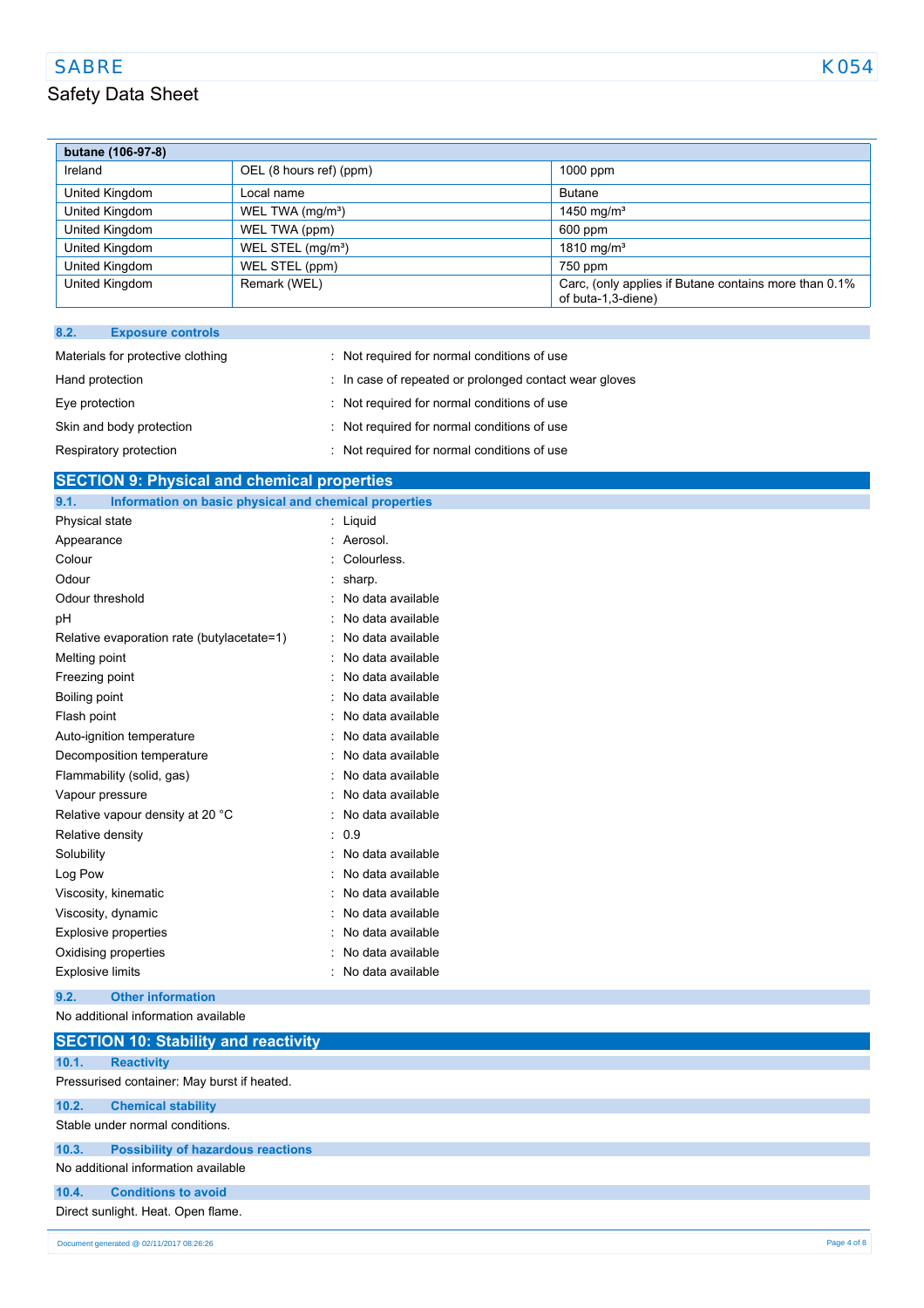| butane (106-97-8) | | |
|---|---|---|
| Ireland | OEL (8 hours ref) (ppm) | 1000 ppm |
| United Kingdom | Local name | Butane |
| United Kingdom | WEL TWA (mg/m³) | 1450 mg/m³ |
| United Kingdom | WEL TWA (ppm) | 600 ppm |
| United Kingdom | WEL STEL (mg/m³) | 1810 mg/m³ |
| United Kingdom | WEL STEL (ppm) | 750 ppm |
| United Kingdom | Remark (WEL) | Carc, (only applies if Butane contains more than 0.1% of buta-1,3-diene) |

### 8.2. Exposure controls

Materials for protective clothing : Not required for normal conditions of use

Hand protection : In case of repeated or prolonged contact wear gloves

Eye protection : Not required for normal conditions of use

Skin and body protection : Not required for normal conditions of use

Respiratory protection : Not required for normal conditions of use

## SECTION 9: Physical and chemical properties

### 9.1. Information on basic physical and chemical properties

Physical state : Liquid
Appearance : Aerosol.
Colour : Colourless.
Odour : sharp.
Odour threshold : No data available
pH : No data available
Relative evaporation rate (butylacetate=1) : No data available
Melting point : No data available
Freezing point : No data available
Boiling point : No data available
Flash point : No data available
Auto-ignition temperature : No data available
Decomposition temperature : No data available
Flammability (solid, gas) : No data available
Vapour pressure : No data available
Relative vapour density at 20 °C : No data available
Relative density : 0.9
Solubility : No data available
Log Pow : No data available
Viscosity, kinematic : No data available
Viscosity, dynamic : No data available
Explosive properties : No data available
Oxidising properties : No data available
Explosive limits : No data available

### 9.2. Other information

No additional information available

## SECTION 10: Stability and reactivity

### 10.1. Reactivity

Pressurised container: May burst if heated.

### 10.2. Chemical stability

Stable under normal conditions.

### 10.3. Possibility of hazardous reactions

No additional information available

### 10.4. Conditions to avoid

Direct sunlight. Heat. Open flame.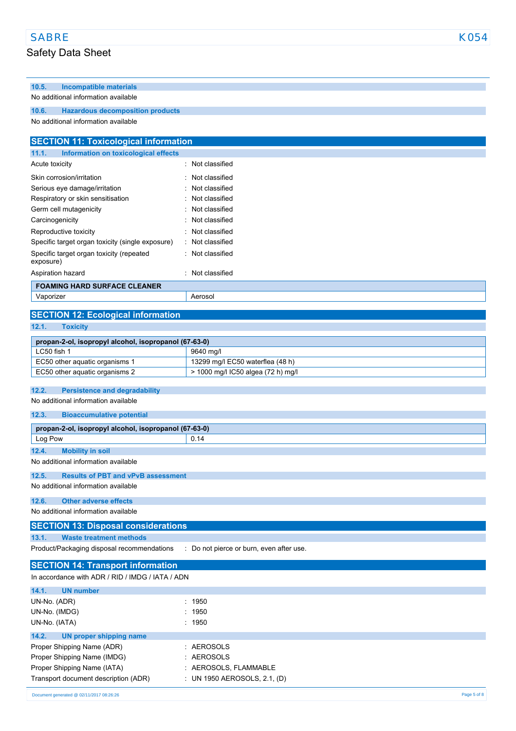### 10.5. Incompatible materials

No additional information available

### 10.6. Hazardous decomposition products

No additional information available

## SECTION 11: Toxicological information

### 11.1. Information on toxicological effects

| | |
|---|---|
| Acute toxicity | : Not classified |
| Skin corrosion/irritation | : Not classified |
| Serious eye damage/irritation | : Not classified |
| Respiratory or skin sensitisation | : Not classified |
| Germ cell mutagenicity | : Not classified |
| Carcinogenicity | : Not classified |
| Reproductive toxicity | : Not classified |
| Specific target organ toxicity (single exposure) | : Not classified |
| Specific target organ toxicity (repeated exposure) | : Not classified |
| Aspiration hazard | : Not classified |

| FOAMING HARD SURFACE CLEANER | |
|---|---|
| Vaporizer | Aerosol |

## SECTION 12: Ecological information

### 12.1. Toxicity

| propan-2-ol, isopropyl alcohol, isopropanol (67-63-0) | |
|---|---|
| LC50 fish 1 | 9640 mg/l |
| EC50 other aquatic organisms 1 | 13299 mg/l EC50 waterflea (48 h) |
| EC50 other aquatic organisms 2 | > 1000 mg/l IC50 algea (72 h) mg/l |

### 12.2. Persistence and degradability

No additional information available

### 12.3. Bioaccumulative potential

| propan-2-ol, isopropyl alcohol, isopropanol (67-63-0) | |
|---|---|
| Log Pow | 0.14 |

### 12.4. Mobility in soil

No additional information available

### 12.5. Results of PBT and vPvB assessment

No additional information available

### 12.6. Other adverse effects

No additional information available

## SECTION 13: Disposal considerations

### 13.1. Waste treatment methods

Product/Packaging disposal recommendations : Do not pierce or burn, even after use.

## SECTION 14: Transport information

In accordance with ADR / RID / IMDG / IATA / ADN

### 14.1. UN number

| | |
|---|---|
| UN-No. (ADR) | : 1950 |
| UN-No. (IMDG) | : 1950 |
| UN-No. (IATA) | : 1950 |

### 14.2. UN proper shipping name

| | |
|---|---|
| Proper Shipping Name (ADR) | : AEROSOLS |
| Proper Shipping Name (IMDG) | : AEROSOLS |
| Proper Shipping Name (IATA) | : AEROSOLS, FLAMMABLE |
| Transport document description (ADR) | : UN 1950 AEROSOLS, 2.1, (D) |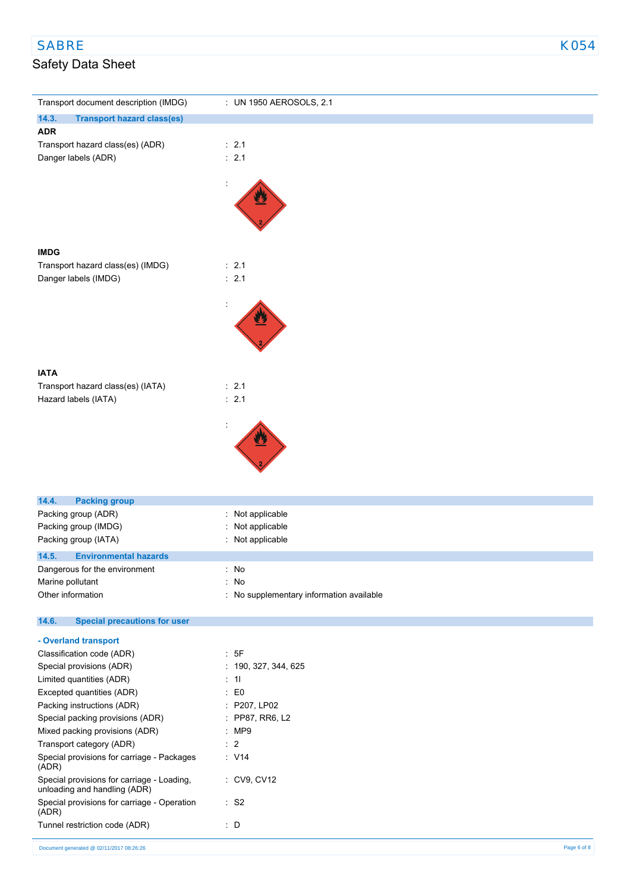Transport document description (IMDG) : UN 1950 AEROSOLS, 2.1

## 14.3. Transport hazard class(es)

**ADR**

| | |
|---|---|
| Transport hazard class(es) (ADR) | : 2.1 |
| Danger labels (ADR) | : 2.1 |

**IMDG**

| | |
|---|---|
| Transport hazard class(es) (IMDG) | : 2.1 |
| Danger labels (IMDG) | : 2.1 |

**IATA**

| | |
|---|---|
| Transport hazard class(es) (IATA) | : 2.1 |
| Hazard labels (IATA) | : 2.1 |

## 14.4. Packing group

| | |
|---|---|
| Packing group (ADR) | : Not applicable |
| Packing group (IMDG) | : Not applicable |
| Packing group (IATA) | : Not applicable |

## 14.5. Environmental hazards

| | |
|---|---|
| Dangerous for the environment | : No |
| Marine pollutant | : No |
| Other information | : No supplementary information available |

## 14.6. Special precautions for user

**- Overland transport**

| | |
|---|---|
| Classification code (ADR) | : 5F |
| Special provisions (ADR) | : 190, 327, 344, 625 |
| Limited quantities (ADR) | : 1l |
| Excepted quantities (ADR) | : E0 |
| Packing instructions (ADR) | : P207, LP02 |
| Special packing provisions (ADR) | : PP87, RR6, L2 |
| Mixed packing provisions (ADR) | : MP9 |
| Transport category (ADR) | : 2 |
| Special provisions for carriage - Packages (ADR) | : V14 |
| Special provisions for carriage - Loading, unloading and handling (ADR) | : CV9, CV12 |
| Special provisions for carriage - Operation (ADR) | : S2 |
| Tunnel restriction code (ADR) | : D |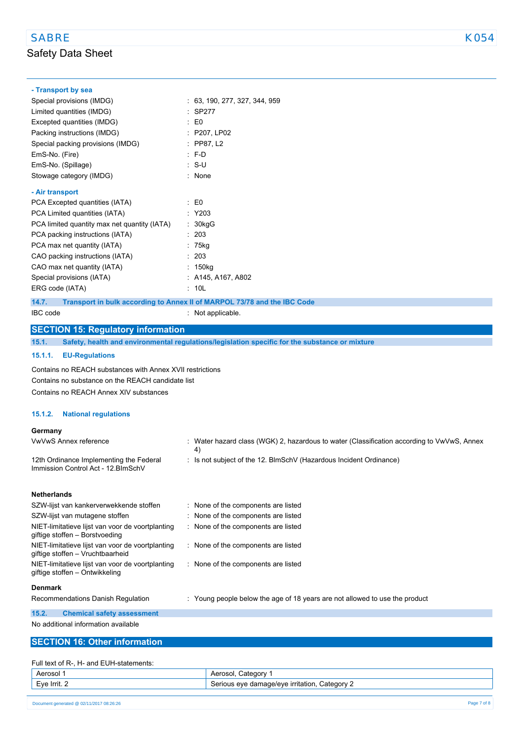**- Transport by sea**

| | |
|---|---|
| Special provisions (IMDG) | : 63, 190, 277, 327, 344, 959 |
| Limited quantities (IMDG) | : SP277 |
| Excepted quantities (IMDG) | : E0 |
| Packing instructions (IMDG) | : P207, LP02 |
| Special packing provisions (IMDG) | : PP87, L2 |
| EmS-No. (Fire) | : F-D |
| EmS-No. (Spillage) | : S-U |
| Stowage category (IMDG) | : None |

**- Air transport**

| | |
|---|---|
| PCA Excepted quantities (IATA) | : E0 |
| PCA Limited quantities (IATA) | : Y203 |
| PCA limited quantity max net quantity (IATA) | : 30kgG |
| PCA packing instructions (IATA) | : 203 |
| PCA max net quantity (IATA) | : 75kg |
| CAO packing instructions (IATA) | : 203 |
| CAO max net quantity (IATA) | : 150kg |
| Special provisions (IATA) | : A145, A167, A802 |
| ERG code (IATA) | : 10L |

### 14.7. Transport in bulk according to Annex II of MARPOL 73/78 and the IBC Code

IBC code : Not applicable.

## SECTION 15: Regulatory information

### 15.1. Safety, health and environmental regulations/legislation specific for the substance or mixture

#### 15.1.1. EU-Regulations

Contains no REACH substances with Annex XVII restrictions

Contains no substance on the REACH candidate list

Contains no REACH Annex XIV substances

#### 15.1.2. National regulations

**Germany**

| | |
|---|---|
| VwVwS Annex reference | : Water hazard class (WGK) 2, hazardous to water (Classification according to VwVwS, Annex 4) |
| 12th Ordinance Implementing the Federal Immission Control Act - 12.BImSchV | : Is not subject of the 12. BlmSchV (Hazardous Incident Ordinance) |

**Netherlands**

| | |
|---|---|
| SZW-lijst van kankerverwekkende stoffen | : None of the components are listed |
| SZW-lijst van mutagene stoffen | : None of the components are listed |
| NIET-limitatieve lijst van voor de voortplanting giftige stoffen – Borstvoeding | : None of the components are listed |
| NIET-limitatieve lijst van voor de voortplanting giftige stoffen – Vruchtbaarheid | : None of the components are listed |
| NIET-limitatieve lijst van voor de voortplanting giftige stoffen – Ontwikkeling | : None of the components are listed |

**Denmark**

| | |
|---|---|
| Recommendations Danish Regulation | : Young people below the age of 18 years are not allowed to use the product |

### 15.2. Chemical safety assessment

No additional information available

## SECTION 16: Other information

Full text of R-, H- and EUH-statements:

| | |
|---|---|
| Aerosol 1 | Aerosol, Category 1 |
| Eye Irrit. 2 | Serious eye damage/eye irritation, Category 2 |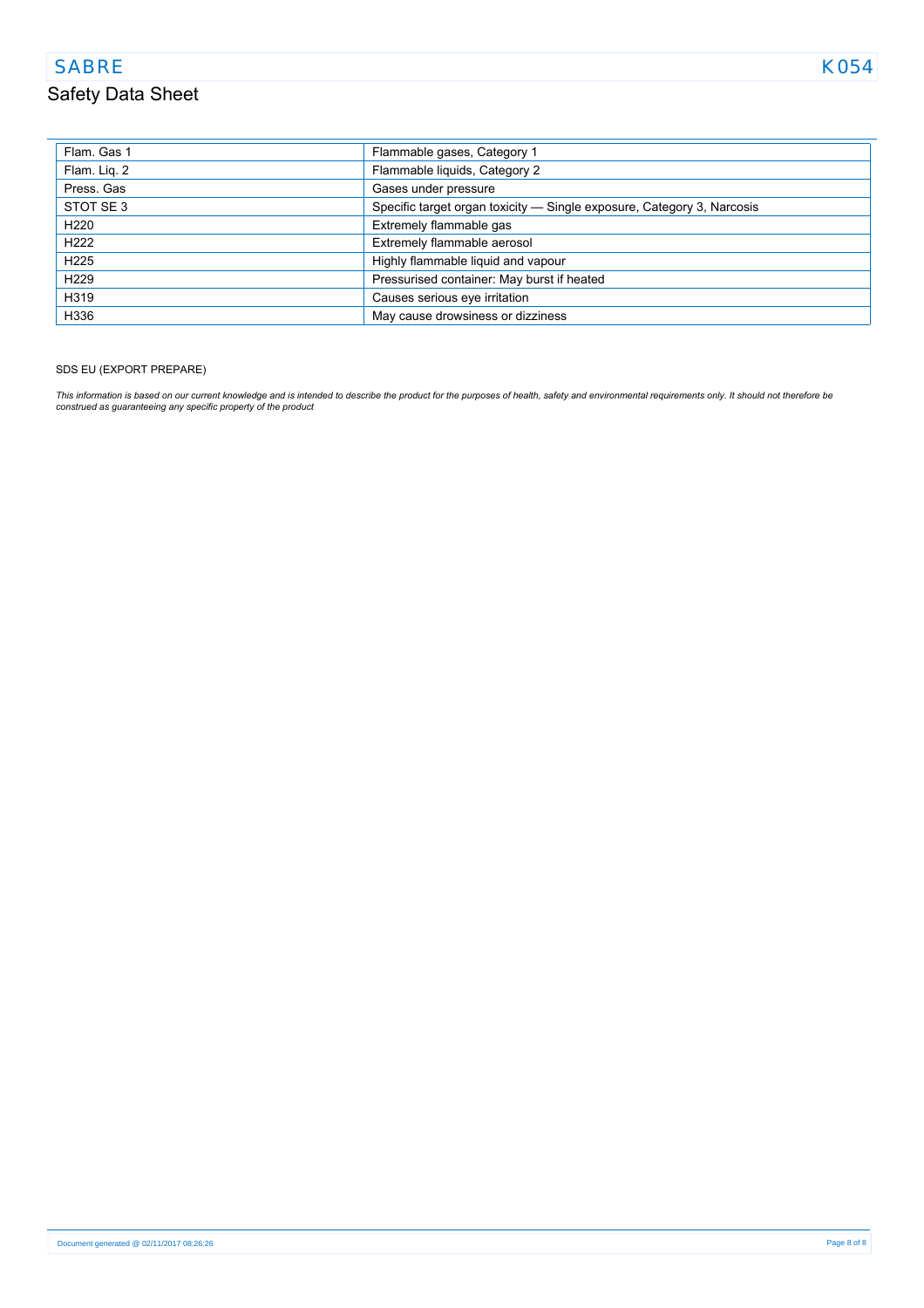| | |
|---|---|
| Flam. Gas 1 | Flammable gases, Category 1 |
| Flam. Liq. 2 | Flammable liquids, Category 2 |
| Press. Gas | Gases under pressure |
| STOT SE 3 | Specific target organ toxicity — Single exposure, Category 3, Narcosis |
| H220 | Extremely flammable gas |
| H222 | Extremely flammable aerosol |
| H225 | Highly flammable liquid and vapour |
| H229 | Pressurised container: May burst if heated |
| H319 | Causes serious eye irritation |
| H336 | May cause drowsiness or dizziness |

SDS EU (EXPORT PREPARE)

*This information is based on our current knowledge and is intended to describe the product for the purposes of health, safety and environmental requirements only. It should not therefore be construed as guaranteeing any specific property of the product*

Document generated @ 02/11/2017 08:26:26